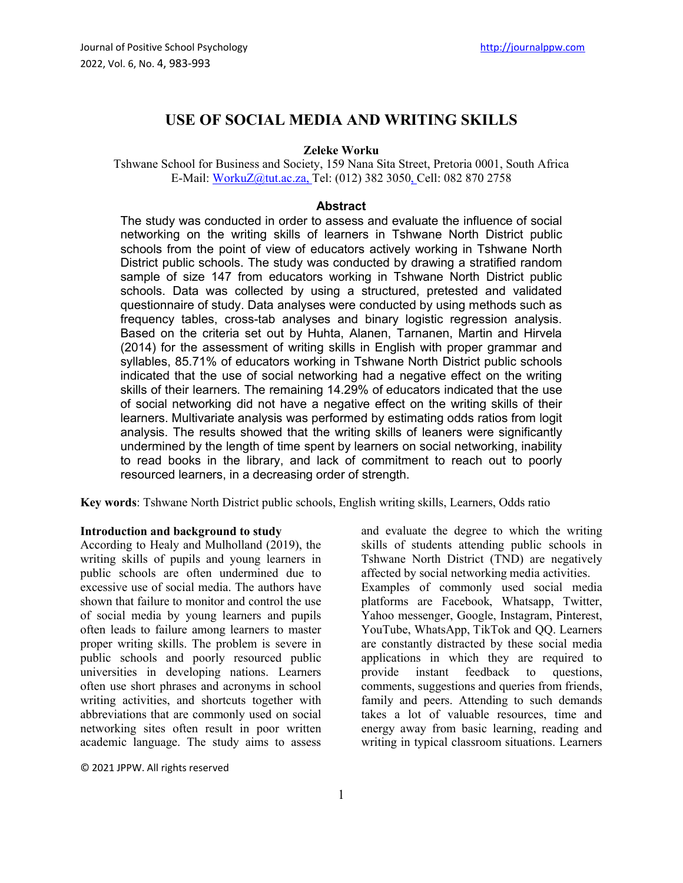# USE OF SOCIAL MEDIA AND WRITING SKILLS

**Zeleke Worku**

Tshwane School for Business and Society, 159 Nana Sita Street, Pretoria 0001, South Africa
E-Mail: WorkuZ@tut.ac.za, Tel: (012) 382 3050, Cell: 082 870 2758

## Abstract

The study was conducted in order to assess and evaluate the influence of social networking on the writing skills of learners in Tshwane North District public schools from the point of view of educators actively working in Tshwane North District public schools. The study was conducted by drawing a stratified random sample of size 147 from educators working in Tshwane North District public schools. Data was collected by using a structured, pretested and validated questionnaire of study. Data analyses were conducted by using methods such as frequency tables, cross-tab analyses and binary logistic regression analysis. Based on the criteria set out by Huhta, Alanen, Tarnanen, Martin and Hirvela (2014) for the assessment of writing skills in English with proper grammar and syllables, 85.71% of educators working in Tshwane North District public schools indicated that the use of social networking had a negative effect on the writing skills of their learners. The remaining 14.29% of educators indicated that the use of social networking did not have a negative effect on the writing skills of their learners. Multivariate analysis was performed by estimating odds ratios from logit analysis. The results showed that the writing skills of leaners were significantly undermined by the length of time spent by learners on social networking, inability to read books in the library, and lack of commitment to reach out to poorly resourced learners, in a decreasing order of strength.

**Key words**: Tshwane North District public schools, English writing skills, Learners, Odds ratio

### Introduction and background to study

According to Healy and Mulholland (2019), the writing skills of pupils and young learners in public schools are often undermined due to excessive use of social media. The authors have shown that failure to monitor and control the use of social media by young learners and pupils often leads to failure among learners to master proper writing skills. The problem is severe in public schools and poorly resourced public universities in developing nations. Learners often use short phrases and acronyms in school writing activities, and shortcuts together with abbreviations that are commonly used on social networking sites often result in poor written academic language. The study aims to assess and evaluate the degree to which the writing skills of students attending public schools in Tshwane North District (TND) are negatively affected by social networking media activities.

Examples of commonly used social media platforms are Facebook, Whatsapp, Twitter, Yahoo messenger, Google, Instagram, Pinterest, YouTube, WhatsApp, TikTok and QQ. Learners are constantly distracted by these social media applications in which they are required to provide instant feedback to questions, comments, suggestions and queries from friends, family and peers. Attending to such demands takes a lot of valuable resources, time and energy away from basic learning, reading and writing in typical classroom situations. Learners

© 2021 JPPW. All rights reserved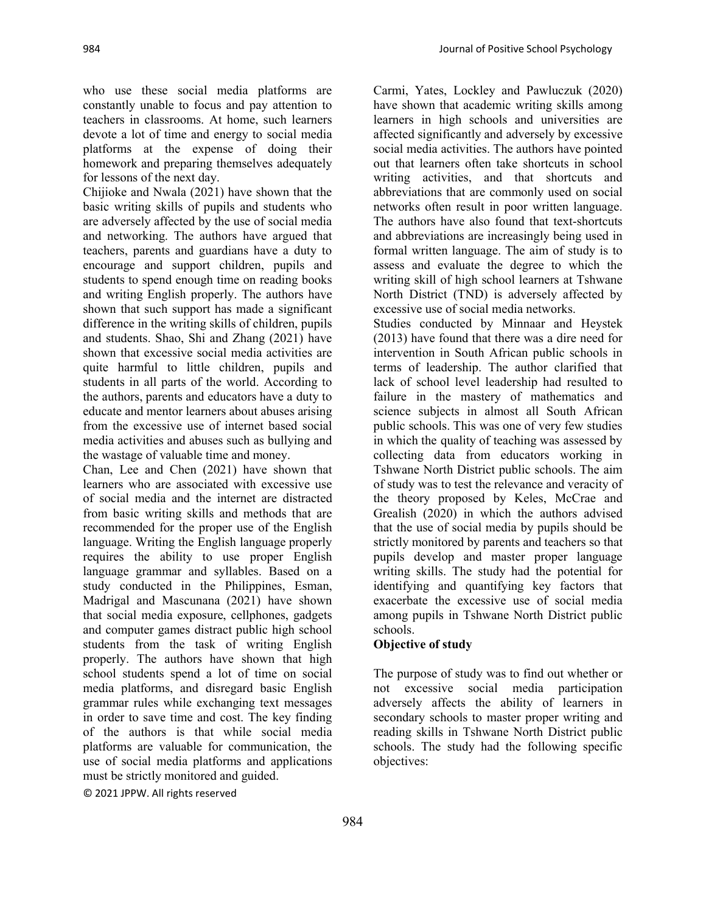who use these social media platforms are constantly unable to focus and pay attention to teachers in classrooms. At home, such learners devote a lot of time and energy to social media platforms at the expense of doing their homework and preparing themselves adequately for lessons of the next day.

Chijioke and Nwala (2021) have shown that the basic writing skills of pupils and students who are adversely affected by the use of social media and networking. The authors have argued that teachers, parents and guardians have a duty to encourage and support children, pupils and students to spend enough time on reading books and writing English properly. The authors have shown that such support has made a significant difference in the writing skills of children, pupils and students. Shao, Shi and Zhang (2021) have shown that excessive social media activities are quite harmful to little children, pupils and students in all parts of the world. According to the authors, parents and educators have a duty to educate and mentor learners about abuses arising from the excessive use of internet based social media activities and abuses such as bullying and the wastage of valuable time and money.

Chan, Lee and Chen (2021) have shown that learners who are associated with excessive use of social media and the internet are distracted from basic writing skills and methods that are recommended for the proper use of the English language. Writing the English language properly requires the ability to use proper English language grammar and syllables. Based on a study conducted in the Philippines, Esman, Madrigal and Mascunana (2021) have shown that social media exposure, cellphones, gadgets and computer games distract public high school students from the task of writing English properly. The authors have shown that high school students spend a lot of time on social media platforms, and disregard basic English grammar rules while exchanging text messages in order to save time and cost. The key finding of the authors is that while social media platforms are valuable for communication, the use of social media platforms and applications must be strictly monitored and guided.

Carmi, Yates, Lockley and Pawluczuk (2020) have shown that academic writing skills among learners in high schools and universities are affected significantly and adversely by excessive social media activities. The authors have pointed out that learners often take shortcuts in school writing activities, and that shortcuts and abbreviations that are commonly used on social networks often result in poor written language. The authors have also found that text-shortcuts and abbreviations are increasingly being used in formal written language. The aim of study is to assess and evaluate the degree to which the writing skill of high school learners at Tshwane North District (TND) is adversely affected by excessive use of social media networks.

Studies conducted by Minnaar and Heystek (2013) have found that there was a dire need for intervention in South African public schools in terms of leadership. The author clarified that lack of school level leadership had resulted to failure in the mastery of mathematics and science subjects in almost all South African public schools. This was one of very few studies in which the quality of teaching was assessed by collecting data from educators working in Tshwane North District public schools. The aim of study was to test the relevance and veracity of the theory proposed by Keles, McCrae and Grealish (2020) in which the authors advised that the use of social media by pupils should be strictly monitored by parents and teachers so that pupils develop and master proper language writing skills. The study had the potential for identifying and quantifying key factors that exacerbate the excessive use of social media among pupils in Tshwane North District public schools.

**Objective of study**

The purpose of study was to find out whether or not excessive social media participation adversely affects the ability of learners in secondary schools to master proper writing and reading skills in Tshwane North District public schools. The study had the following specific objectives: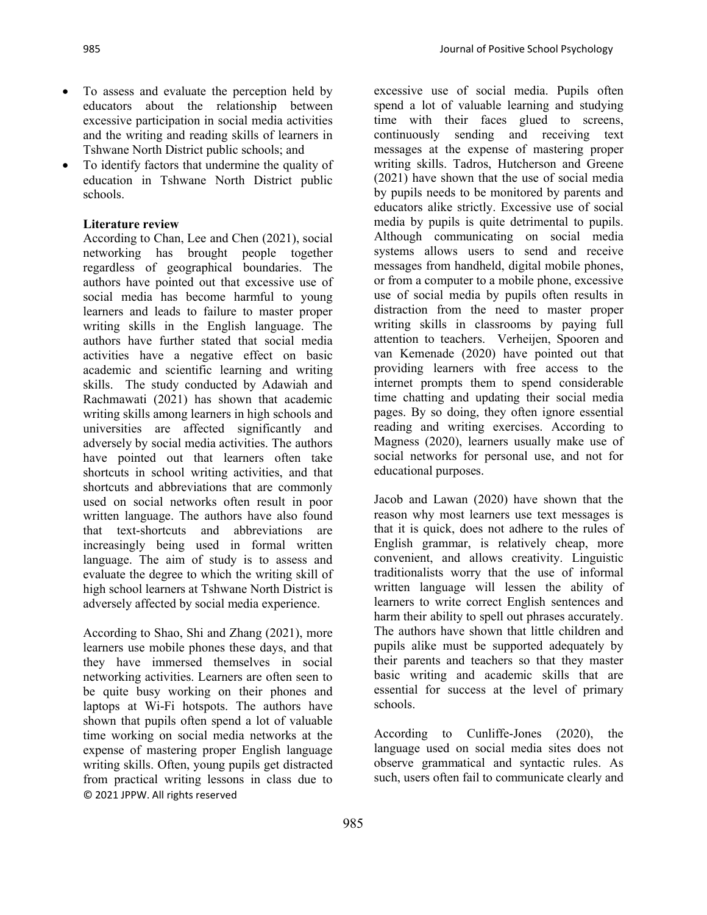- To assess and evaluate the perception held by educators about the relationship between excessive participation in social media activities and the writing and reading skills of learners in Tshwane North District public schools; and
- To identify factors that undermine the quality of education in Tshwane North District public schools.

**Literature review**

According to Chan, Lee and Chen (2021), social networking has brought people together regardless of geographical boundaries. The authors have pointed out that excessive use of social media has become harmful to young learners and leads to failure to master proper writing skills in the English language. The authors have further stated that social media activities have a negative effect on basic academic and scientific learning and writing skills. The study conducted by Adawiah and Rachmawati (2021) has shown that academic writing skills among learners in high schools and universities are affected significantly and adversely by social media activities. The authors have pointed out that learners often take shortcuts in school writing activities, and that shortcuts and abbreviations that are commonly used on social networks often result in poor written language. The authors have also found that text-shortcuts and abbreviations are increasingly being used in formal written language. The aim of study is to assess and evaluate the degree to which the writing skill of high school learners at Tshwane North District is adversely affected by social media experience.

According to Shao, Shi and Zhang (2021), more learners use mobile phones these days, and that they have immersed themselves in social networking activities. Learners are often seen to be quite busy working on their phones and laptops at Wi-Fi hotspots. The authors have shown that pupils often spend a lot of valuable time working on social media networks at the expense of mastering proper English language writing skills. Often, young pupils get distracted from practical writing lessons in class due to excessive use of social media. Pupils often spend a lot of valuable learning and studying time with their faces glued to screens, continuously sending and receiving text messages at the expense of mastering proper writing skills. Tadros, Hutcherson and Greene (2021) have shown that the use of social media by pupils needs to be monitored by parents and educators alike strictly. Excessive use of social media by pupils is quite detrimental to pupils. Although communicating on social media systems allows users to send and receive messages from handheld, digital mobile phones, or from a computer to a mobile phone, excessive use of social media by pupils often results in distraction from the need to master proper writing skills in classrooms by paying full attention to teachers. Verheijen, Spooren and van Kemenade (2020) have pointed out that providing learners with free access to the internet prompts them to spend considerable time chatting and updating their social media pages. By so doing, they often ignore essential reading and writing exercises. According to Magness (2020), learners usually make use of social networks for personal use, and not for educational purposes.

Jacob and Lawan (2020) have shown that the reason why most learners use text messages is that it is quick, does not adhere to the rules of English grammar, is relatively cheap, more convenient, and allows creativity. Linguistic traditionalists worry that the use of informal written language will lessen the ability of learners to write correct English sentences and harm their ability to spell out phrases accurately. The authors have shown that little children and pupils alike must be supported adequately by their parents and teachers so that they master basic writing and academic skills that are essential for success at the level of primary schools.

According to Cunliffe-Jones (2020), the language used on social media sites does not observe grammatical and syntactic rules. As such, users often fail to communicate clearly and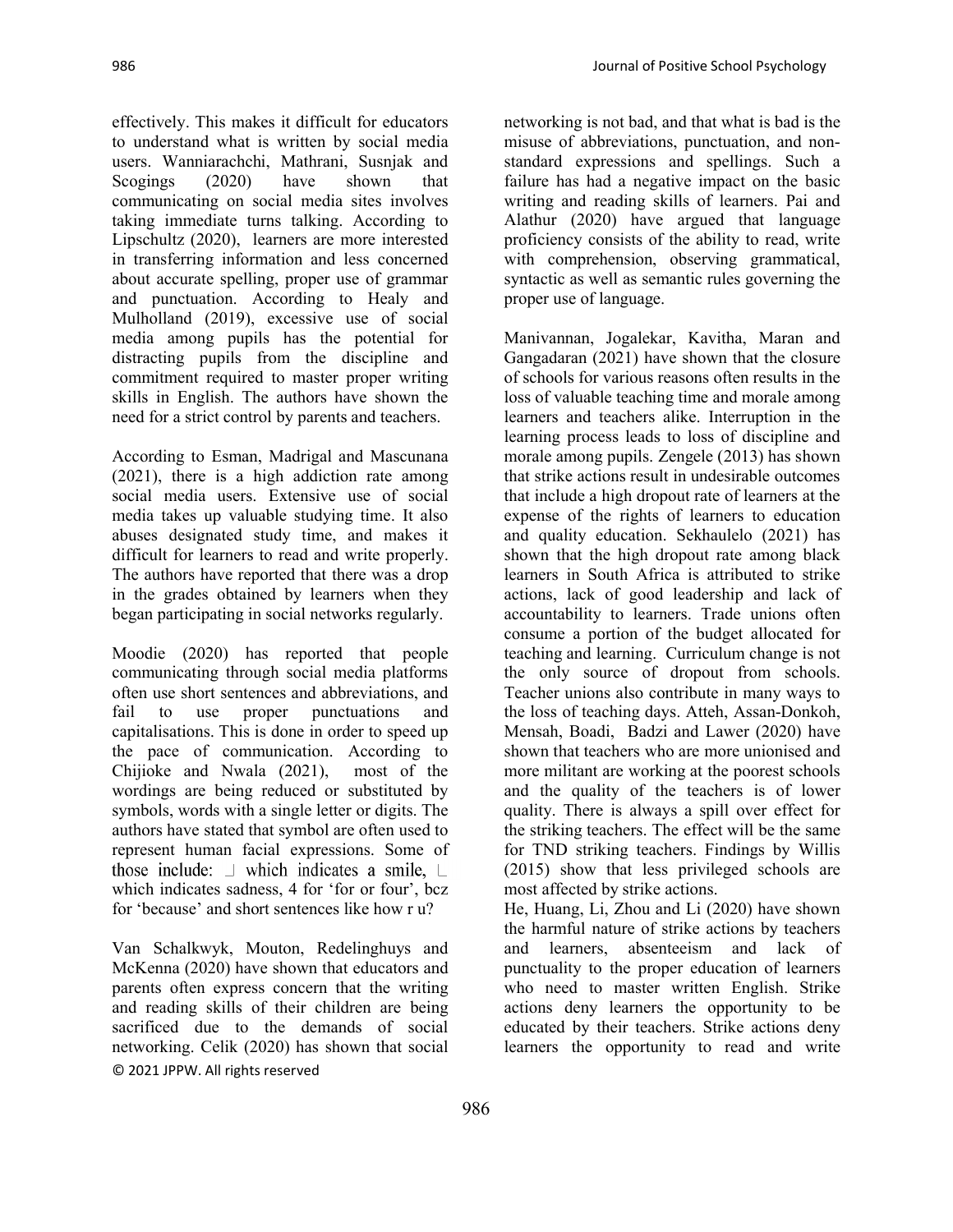effectively. This makes it difficult for educators to understand what is written by social media users. Wanniarachchi, Mathrani, Susnjak and Scogings (2020) have shown that communicating on social media sites involves taking immediate turns talking. According to Lipschultz (2020), learners are more interested in transferring information and less concerned about accurate spelling, proper use of grammar and punctuation. According to Healy and Mulholland (2019), excessive use of social media among pupils has the potential for distracting pupils from the discipline and commitment required to master proper writing skills in English. The authors have shown the need for a strict control by parents and teachers.

According to Esman, Madrigal and Mascunana (2021), there is a high addiction rate among social media users. Extensive use of social media takes up valuable studying time. It also abuses designated study time, and makes it difficult for learners to read and write properly. The authors have reported that there was a drop in the grades obtained by learners when they began participating in social networks regularly.

Moodie (2020) has reported that people communicating through social media platforms often use short sentences and abbreviations, and fail to use proper punctuations and capitalisations. This is done in order to speed up the pace of communication. According to Chijioke and Nwala (2021), most of the wordings are being reduced or substituted by symbols, words with a single letter or digits. The authors have stated that symbol are often used to represent human facial expressions. Some of those include: ☺ which indicates a smile, ☹ which indicates sadness, 4 for 'for or four', bcz for 'because' and short sentences like how r u?

Van Schalkwyk, Mouton, Redelinghuys and McKenna (2020) have shown that educators and parents often express concern that the writing and reading skills of their children are being sacrificed due to the demands of social networking. Celik (2020) has shown that social networking is not bad, and that what is bad is the misuse of abbreviations, punctuation, and non-standard expressions and spellings. Such a failure has had a negative impact on the basic writing and reading skills of learners. Pai and Alathur (2020) have argued that language proficiency consists of the ability to read, write with comprehension, observing grammatical, syntactic as well as semantic rules governing the proper use of language.

Manivannan, Jogalekar, Kavitha, Maran and Gangadaran (2021) have shown that the closure of schools for various reasons often results in the loss of valuable teaching time and morale among learners and teachers alike. Interruption in the learning process leads to loss of discipline and morale among pupils. Zengele (2013) has shown that strike actions result in undesirable outcomes that include a high dropout rate of learners at the expense of the rights of learners to education and quality education. Sekhaulelo (2021) has shown that the high dropout rate among black learners in South Africa is attributed to strike actions, lack of good leadership and lack of accountability to learners. Trade unions often consume a portion of the budget allocated for teaching and learning. Curriculum change is not the only source of dropout from schools. Teacher unions also contribute in many ways to the loss of teaching days. Atteh, Assan-Donkoh, Mensah, Boadi, Badzi and Lawer (2020) have shown that teachers who are more unionised and more militant are working at the poorest schools and the quality of the teachers is of lower quality. There is always a spill over effect for the striking teachers. The effect will be the same for TND striking teachers. Findings by Willis (2015) show that less privileged schools are most affected by strike actions.

He, Huang, Li, Zhou and Li (2020) have shown the harmful nature of strike actions by teachers and learners, absenteeism and lack of punctuality to the proper education of learners who need to master written English. Strike actions deny learners the opportunity to be educated by their teachers. Strike actions deny learners the opportunity to read and write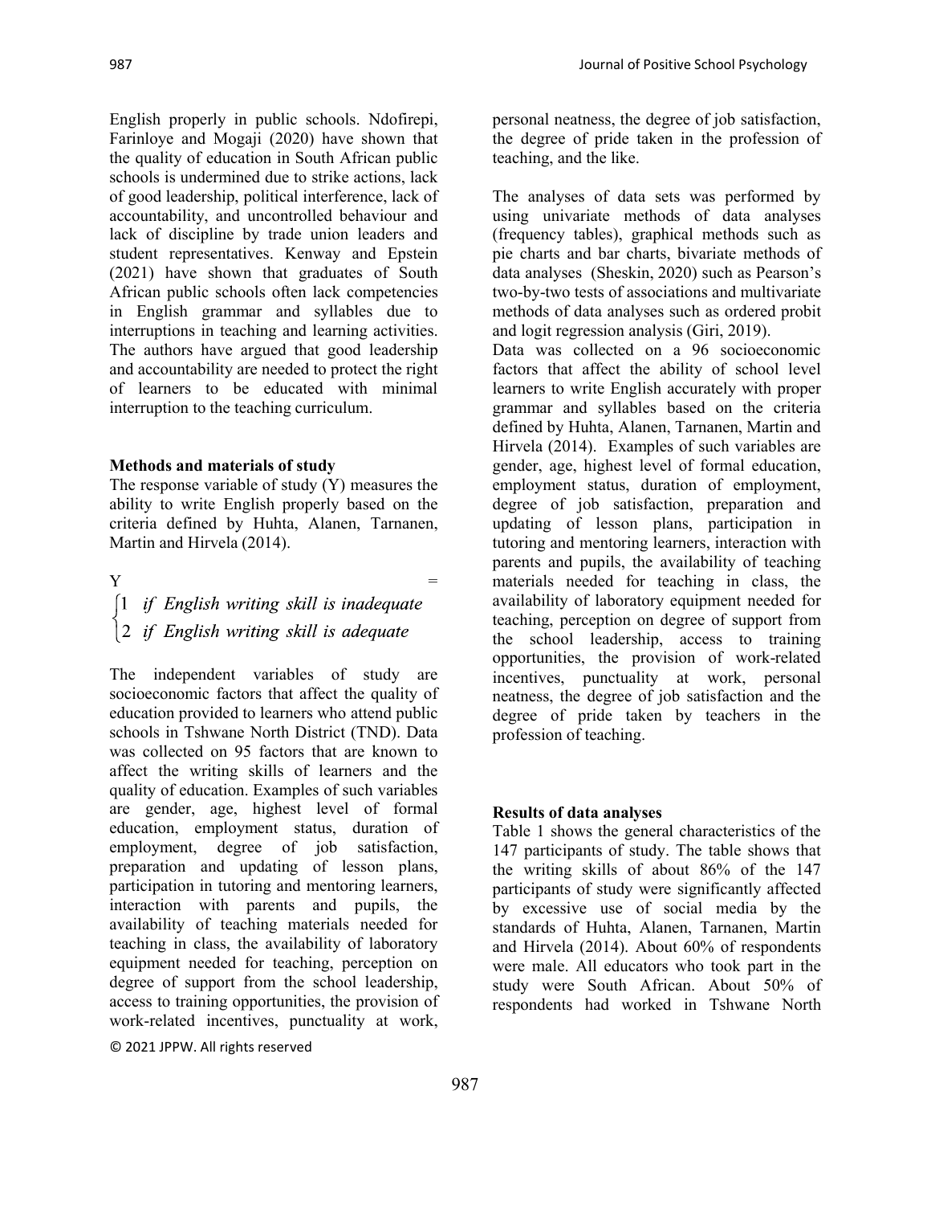English properly in public schools. Ndofirepi, Farinloye and Mogaji (2020) have shown that the quality of education in South African public schools is undermined due to strike actions, lack of good leadership, political interference, lack of accountability, and uncontrolled behaviour and lack of discipline by trade union leaders and student representatives. Kenway and Epstein (2021) have shown that graduates of South African public schools often lack competencies in English grammar and syllables due to interruptions in teaching and learning activities. The authors have argued that good leadership and accountability are needed to protect the right of learners to be educated with minimal interruption to the teaching curriculum.

**Methods and materials of study**

The response variable of study (Y) measures the ability to write English properly based on the criteria defined by Huhta, Alanen, Tarnanen, Martin and Hirvela (2014).

$$Y = \begin{cases} 1 & \text{if English writing skill is inadequate} \\ 2 & \text{if English writing skill is adequate} \end{cases}$$

The independent variables of study are socioeconomic factors that affect the quality of education provided to learners who attend public schools in Tshwane North District (TND). Data was collected on 95 factors that are known to affect the writing skills of learners and the quality of education. Examples of such variables are gender, age, highest level of formal education, employment status, duration of employment, degree of job satisfaction, preparation and updating of lesson plans, participation in tutoring and mentoring learners, interaction with parents and pupils, the availability of teaching materials needed for teaching in class, the availability of laboratory equipment needed for teaching, perception on degree of support from the school leadership, access to training opportunities, the provision of work-related incentives, punctuality at work, personal neatness, the degree of job satisfaction, the degree of pride taken in the profession of teaching, and the like.

The analyses of data sets was performed by using univariate methods of data analyses (frequency tables), graphical methods such as pie charts and bar charts, bivariate methods of data analyses (Sheskin, 2020) such as Pearson's two-by-two tests of associations and multivariate methods of data analyses such as ordered probit and logit regression analysis (Giri, 2019).

Data was collected on a 96 socioeconomic factors that affect the ability of school level learners to write English accurately with proper grammar and syllables based on the criteria defined by Huhta, Alanen, Tarnanen, Martin and Hirvela (2014). Examples of such variables are gender, age, highest level of formal education, employment status, duration of employment, degree of job satisfaction, preparation and updating of lesson plans, participation in tutoring and mentoring learners, interaction with parents and pupils, the availability of teaching materials needed for teaching in class, the availability of laboratory equipment needed for teaching, perception on degree of support from the school leadership, access to training opportunities, the provision of work-related incentives, punctuality at work, personal neatness, the degree of job satisfaction and the degree of pride taken by teachers in the profession of teaching.

**Results of data analyses**

Table 1 shows the general characteristics of the 147 participants of study. The table shows that the writing skills of about 86% of the 147 participants of study were significantly affected by excessive use of social media by the standards of Huhta, Alanen, Tarnanen, Martin and Hirvela (2014). About 60% of respondents were male. All educators who took part in the study were South African. About 50% of respondents had worked in Tshwane North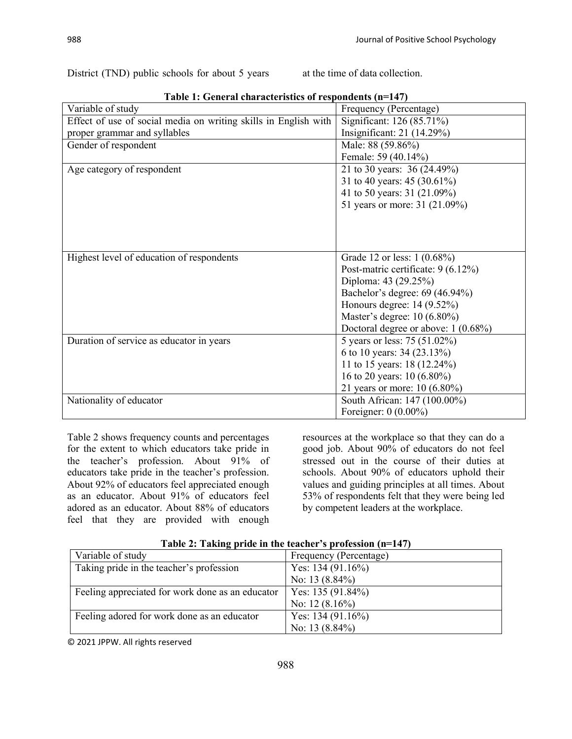District (TND) public schools for about 5 years at the time of data collection.

**Table 1: General characteristics of respondents (n=147)**

| Variable of study | Frequency (Percentage) |
|---|---|
| Effect of use of social media on writing skills in English with proper grammar and syllables | Significant: 126 (85.71%)<br>Insignificant: 21 (14.29%) |
| Gender of respondent | Male: 88 (59.86%)<br>Female: 59 (40.14%) |
| Age category of respondent | 21 to 30 years: 36 (24.49%)<br>31 to 40 years: 45 (30.61%)<br>41 to 50 years: 31 (21.09%)<br>51 years or more: 31 (21.09%) |
| Highest level of education of respondents | Grade 12 or less: 1 (0.68%)<br>Post-matric certificate: 9 (6.12%)<br>Diploma: 43 (29.25%)<br>Bachelor's degree: 69 (46.94%)<br>Honours degree: 14 (9.52%)<br>Master's degree: 10 (6.80%)<br>Doctoral degree or above: 1 (0.68%) |
| Duration of service as educator in years | 5 years or less: 75 (51.02%)<br>6 to 10 years: 34 (23.13%)<br>11 to 15 years: 18 (12.24%)<br>16 to 20 years: 10 (6.80%)<br>21 years or more: 10 (6.80%) |
| Nationality of educator | South African: 147 (100.00%)<br>Foreigner: 0 (0.00%) |

Table 2 shows frequency counts and percentages for the extent to which educators take pride in the teacher's profession. About 91% of educators take pride in the teacher's profession. About 92% of educators feel appreciated enough as an educator. About 91% of educators feel adored as an educator. About 88% of educators feel that they are provided with enough resources at the workplace so that they can do a good job. About 90% of educators do not feel stressed out in the course of their duties at schools. About 90% of educators uphold their values and guiding principles at all times. About 53% of respondents felt that they were being led by competent leaders at the workplace.

**Table 2: Taking pride in the teacher's profession (n=147)**

| Variable of study | Frequency (Percentage) |
|---|---|
| Taking pride in the teacher's profession | Yes: 134 (91.16%)<br>No: 13 (8.84%) |
| Feeling appreciated for work done as an educator | Yes: 135 (91.84%)<br>No: 12 (8.16%) |
| Feeling adored for work done as an educator | Yes: 134 (91.16%)<br>No: 13 (8.84%) |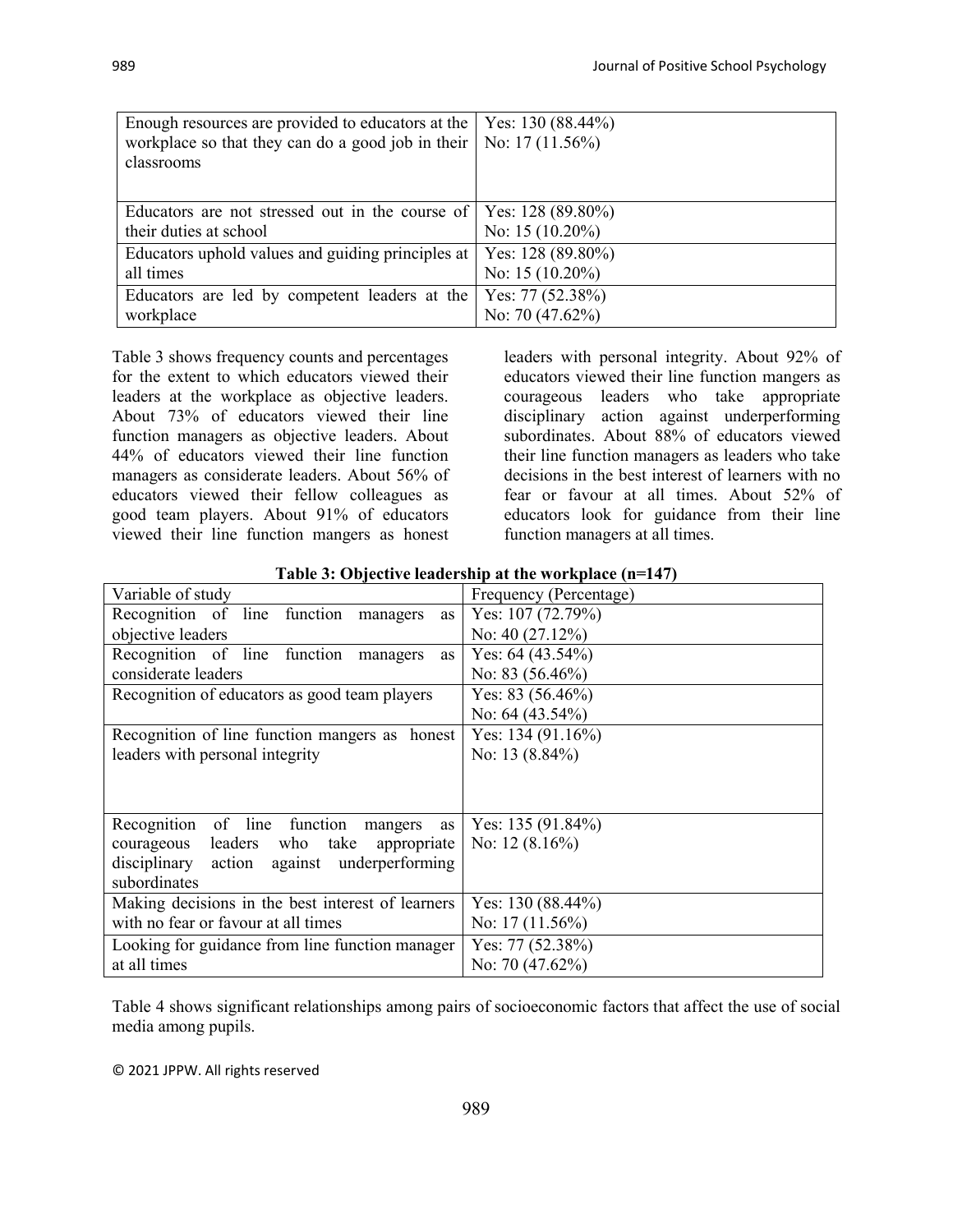| | |
|---|---|
| Enough resources are provided to educators at the workplace so that they can do a good job in their classrooms | Yes: 130 (88.44%)<br>No: 17 (11.56%) |
| Educators are not stressed out in the course of their duties at school | Yes: 128 (89.80%)<br>No: 15 (10.20%) |
| Educators uphold values and guiding principles at all times | Yes: 128 (89.80%)<br>No: 15 (10.20%) |
| Educators are led by competent leaders at the workplace | Yes: 77 (52.38%)<br>No: 70 (47.62%) |

Table 3 shows frequency counts and percentages for the extent to which educators viewed their leaders at the workplace as objective leaders. About 73% of educators viewed their line function managers as objective leaders. About 44% of educators viewed their line function managers as considerate leaders. About 56% of educators viewed their fellow colleagues as good team players. About 91% of educators viewed their line function mangers as honest leaders with personal integrity. About 92% of educators viewed their line function mangers as courageous leaders who take appropriate disciplinary action against underperforming subordinates. About 88% of educators viewed their line function managers as leaders who take decisions in the best interest of learners with no fear or favour at all times. About 52% of educators look for guidance from their line function managers at all times.

**Table 3: Objective leadership at the workplace (n=147)**

| Variable of study | Frequency (Percentage) |
|---|---|
| Recognition of line function managers as objective leaders | Yes: 107 (72.79%)<br>No: 40 (27.12%) |
| Recognition of line function managers as considerate leaders | Yes: 64 (43.54%)<br>No: 83 (56.46%) |
| Recognition of educators as good team players | Yes: 83 (56.46%)<br>No: 64 (43.54%) |
| Recognition of line function mangers as honest leaders with personal integrity | Yes: 134 (91.16%)<br>No: 13 (8.84%) |
| Recognition of line function mangers as courageous leaders who take appropriate disciplinary action against underperforming subordinates | Yes: 135 (91.84%)<br>No: 12 (8.16%) |
| Making decisions in the best interest of learners with no fear or favour at all times | Yes: 130 (88.44%)<br>No: 17 (11.56%) |
| Looking for guidance from line function manager at all times | Yes: 77 (52.38%)<br>No: 70 (47.62%) |

Table 4 shows significant relationships among pairs of socioeconomic factors that affect the use of social media among pupils.

© 2021 JPPW. All rights reserved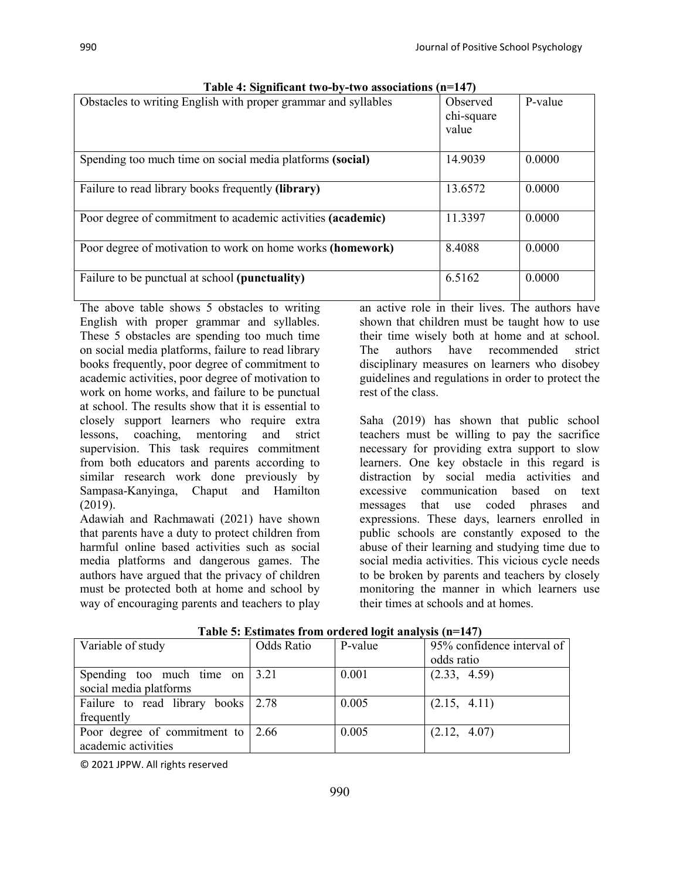**Table 4: Significant two-by-two associations (n=147)**

| Obstacles to writing English with proper grammar and syllables | Observed chi-square value | P-value |
|---|---|---|
| Spending too much time on social media platforms **(social)** | 14.9039 | 0.0000 |
| Failure to read library books frequently **(library)** | 13.6572 | 0.0000 |
| Poor degree of commitment to academic activities **(academic)** | 11.3397 | 0.0000 |
| Poor degree of motivation to work on home works **(homework)** | 8.4088 | 0.0000 |
| Failure to be punctual at school **(punctuality)** | 6.5162 | 0.0000 |

The above table shows 5 obstacles to writing English with proper grammar and syllables. These 5 obstacles are spending too much time on social media platforms, failure to read library books frequently, poor degree of commitment to academic activities, poor degree of motivation to work on home works, and failure to be punctual at school. The results show that it is essential to closely support learners who require extra lessons, coaching, mentoring and strict supervision. This task requires commitment from both educators and parents according to similar research work done previously by Sampasa-Kanyinga, Chaput and Hamilton (2019).

Adawiah and Rachmawati (2021) have shown that parents have a duty to protect children from harmful online based activities such as social media platforms and dangerous games. The authors have argued that the privacy of children must be protected both at home and school by way of encouraging parents and teachers to play an active role in their lives. The authors have shown that children must be taught how to use their time wisely both at home and at school. The authors have recommended strict disciplinary measures on learners who disobey guidelines and regulations in order to protect the rest of the class.

Saha (2019) has shown that public school teachers must be willing to pay the sacrifice necessary for providing extra support to slow learners. One key obstacle in this regard is distraction by social media activities and excessive communication based on text messages that use coded phrases and expressions. These days, learners enrolled in public schools are constantly exposed to the abuse of their learning and studying time due to social media activities. This vicious cycle needs to be broken by parents and teachers by closely monitoring the manner in which learners use their times at schools and at homes.

**Table 5: Estimates from ordered logit analysis (n=147)**

| Variable of study | Odds Ratio | P-value | 95% confidence interval of odds ratio |
|---|---|---|---|
| Spending too much time on social media platforms | 3.21 | 0.001 | (2.33, 4.59) |
| Failure to read library books frequently | 2.78 | 0.005 | (2.15, 4.11) |
| Poor degree of commitment to academic activities | 2.66 | 0.005 | (2.12, 4.07) |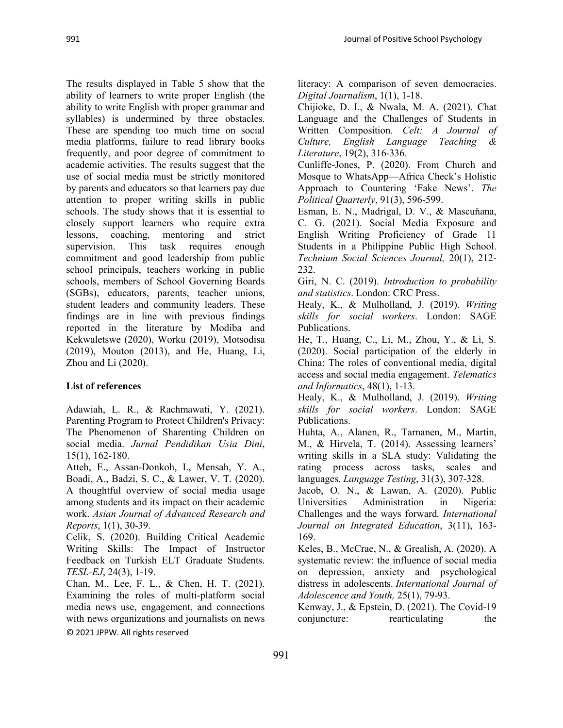The results displayed in Table 5 show that the ability of learners to write proper English (the ability to write English with proper grammar and syllables) is undermined by three obstacles. These are spending too much time on social media platforms, failure to read library books frequently, and poor degree of commitment to academic activities. The results suggest that the use of social media must be strictly monitored by parents and educators so that learners pay due attention to proper writing skills in public schools. The study shows that it is essential to closely support learners who require extra lessons, coaching, mentoring and strict supervision. This task requires enough commitment and good leadership from public school principals, teachers working in public schools, members of School Governing Boards (SGBs), educators, parents, teacher unions, student leaders and community leaders. These findings are in line with previous findings reported in the literature by Modiba and Kekwaletswe (2020), Worku (2019), Motsodisa (2019), Mouton (2013), and He, Huang, Li, Zhou and Li (2020).

**List of references**

Adawiah, L. R., & Rachmawati, Y. (2021). Parenting Program to Protect Children's Privacy: The Phenomenon of Sharenting Children on social media. *Jurnal Pendidikan Usia Dini*, 15(1), 162-180.

Atteh, E., Assan-Donkoh, I., Mensah, Y. A., Boadi, A., Badzi, S. C., & Lawer, V. T. (2020). A thoughtful overview of social media usage among students and its impact on their academic work. *Asian Journal of Advanced Research and Reports*, 1(1), 30-39.

Celik, S. (2020). Building Critical Academic Writing Skills: The Impact of Instructor Feedback on Turkish ELT Graduate Students. *TESL-EJ*, 24(3), 1-19.

Chan, M., Lee, F. L., & Chen, H. T. (2021). Examining the roles of multi-platform social media news use, engagement, and connections with news organizations and journalists on news literacy: A comparison of seven democracies. *Digital Journalism*, 1(1), 1-18.

Chijioke, D. I., & Nwala, M. A. (2021). Chat Language and the Challenges of Students in Written Composition. *Celt: A Journal of Culture, English Language Teaching & Literature*, 19(2), 316-336.

Cunliffe-Jones, P. (2020). From Church and Mosque to WhatsApp—Africa Check's Holistic Approach to Countering 'Fake News'. *The Political Quarterly*, 91(3), 596-599.

Esman, E. N., Madrigal, D. V., & Mascuňana, C. G. (2021). Social Media Exposure and English Writing Proficiency of Grade 11 Students in a Philippine Public High School. *Technium Social Sciences Journal,* 20(1), 212-232.

Giri, N. C. (2019). *Introduction to probability and statistics*. London: CRC Press.

Healy, K., & Mulholland, J. (2019). *Writing skills for social workers*. London: SAGE Publications.

He, T., Huang, C., Li, M., Zhou, Y., & Li, S. (2020). Social participation of the elderly in China: The roles of conventional media, digital access and social media engagement. *Telematics and Informatics*, 48(1), 1-13.

Healy, K., & Mulholland, J. (2019). *Writing skills for social workers*. London: SAGE Publications.

Huhta, A., Alanen, R., Tarnanen, M., Martin, M., & Hirvela, T. (2014). Assessing learners' writing skills in a SLA study: Validating the rating process across tasks, scales and languages. *Language Testing*, 31(3), 307-328.

Jacob, O. N., & Lawan, A. (2020). Public Universities Administration in Nigeria: Challenges and the ways forward*. International Journal on Integrated Education*, 3(11), 163-169.

Keles, B., McCrae, N., & Grealish, A. (2020). A systematic review: the influence of social media on depression, anxiety and psychological distress in adolescents. *International Journal of Adolescence and Youth,* 25(1), 79-93.

Kenway, J., & Epstein, D. (2021). The Covid-19 conjuncture: rearticulating the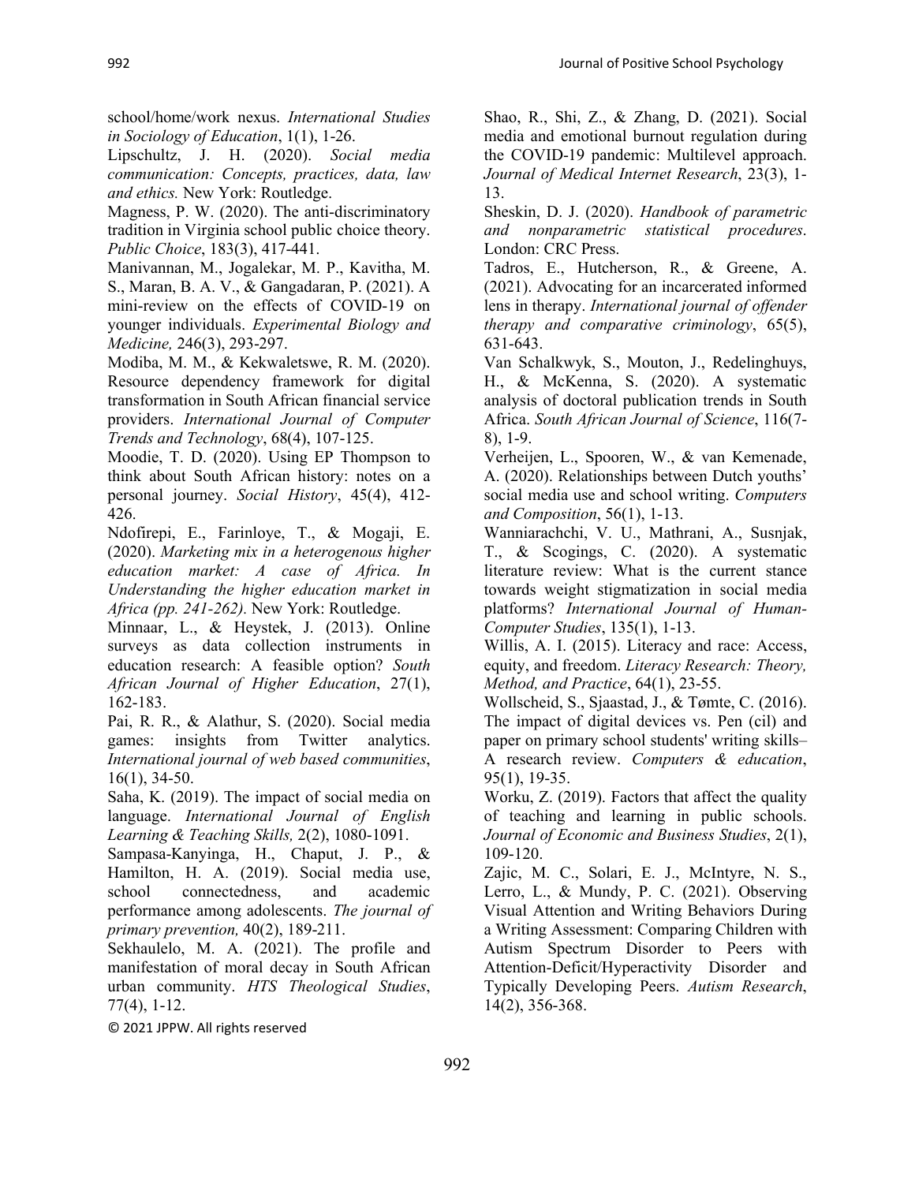school/home/work nexus. *International Studies in Sociology of Education*, 1(1), 1-26.

Lipschultz, J. H. (2020). *Social media communication: Concepts, practices, data, law and ethics.* New York: Routledge.

Magness, P. W. (2020). The anti-discriminatory tradition in Virginia school public choice theory. *Public Choice*, 183(3), 417-441.

Manivannan, M., Jogalekar, M. P., Kavitha, M. S., Maran, B. A. V., & Gangadaran, P. (2021). A mini-review on the effects of COVID-19 on younger individuals. *Experimental Biology and Medicine,* 246(3), 293-297.

Modiba, M. M., & Kekwaletswe, R. M. (2020). Resource dependency framework for digital transformation in South African financial service providers. *International Journal of Computer Trends and Technology*, 68(4), 107-125.

Moodie, T. D. (2020). Using EP Thompson to think about South African history: notes on a personal journey. *Social History*, 45(4), 412-426.

Ndofirepi, E., Farinloye, T., & Mogaji, E. (2020). *Marketing mix in a heterogenous higher education market: A case of Africa. In Understanding the higher education market in Africa (pp. 241-262).* New York: Routledge.

Minnaar, L., & Heystek, J. (2013). Online surveys as data collection instruments in education research: A feasible option? *South African Journal of Higher Education*, 27(1), 162-183.

Pai, R. R., & Alathur, S. (2020). Social media games: insights from Twitter analytics. *International journal of web based communities*, 16(1), 34-50.

Saha, K. (2019). The impact of social media on language. *International Journal of English Learning & Teaching Skills,* 2(2), 1080-1091.

Sampasa-Kanyinga, H., Chaput, J. P., & Hamilton, H. A. (2019). Social media use, school connectedness, and academic performance among adolescents. *The journal of primary prevention,* 40(2), 189-211.

Sekhaulelo, M. A. (2021). The profile and manifestation of moral decay in South African urban community. *HTS Theological Studies*, 77(4), 1-12.

Shao, R., Shi, Z., & Zhang, D. (2021). Social media and emotional burnout regulation during the COVID-19 pandemic: Multilevel approach. *Journal of Medical Internet Research*, 23(3), 1-13.

Sheskin, D. J. (2020). *Handbook of parametric and nonparametric statistical procedures*. London: CRC Press.

Tadros, E., Hutcherson, R., & Greene, A. (2021). Advocating for an incarcerated informed lens in therapy. *International journal of offender therapy and comparative criminology*, 65(5), 631-643.

Van Schalkwyk, S., Mouton, J., Redelinghuys, H., & McKenna, S. (2020). A systematic analysis of doctoral publication trends in South Africa. *South African Journal of Science*, 116(7-8), 1-9.

Verheijen, L., Spooren, W., & van Kemenade, A. (2020). Relationships between Dutch youths' social media use and school writing. *Computers and Composition*, 56(1), 1-13.

Wanniarachchi, V. U., Mathrani, A., Susnjak, T., & Scogings, C. (2020). A systematic literature review: What is the current stance towards weight stigmatization in social media platforms? *International Journal of Human-Computer Studies*, 135(1), 1-13.

Willis, A. I. (2015). Literacy and race: Access, equity, and freedom. *Literacy Research: Theory, Method, and Practice*, 64(1), 23-55.

Wollscheid, S., Sjaastad, J., & Tømte, C. (2016). The impact of digital devices vs. Pen (cil) and paper on primary school students' writing skills– A research review. *Computers & education*, 95(1), 19-35.

Worku, Z. (2019). Factors that affect the quality of teaching and learning in public schools. *Journal of Economic and Business Studies*, 2(1), 109-120.

Zajic, M. C., Solari, E. J., McIntyre, N. S., Lerro, L., & Mundy, P. C. (2021). Observing Visual Attention and Writing Behaviors During a Writing Assessment: Comparing Children with Autism Spectrum Disorder to Peers with Attention-Deficit/Hyperactivity Disorder and Typically Developing Peers. *Autism Research*, 14(2), 356-368.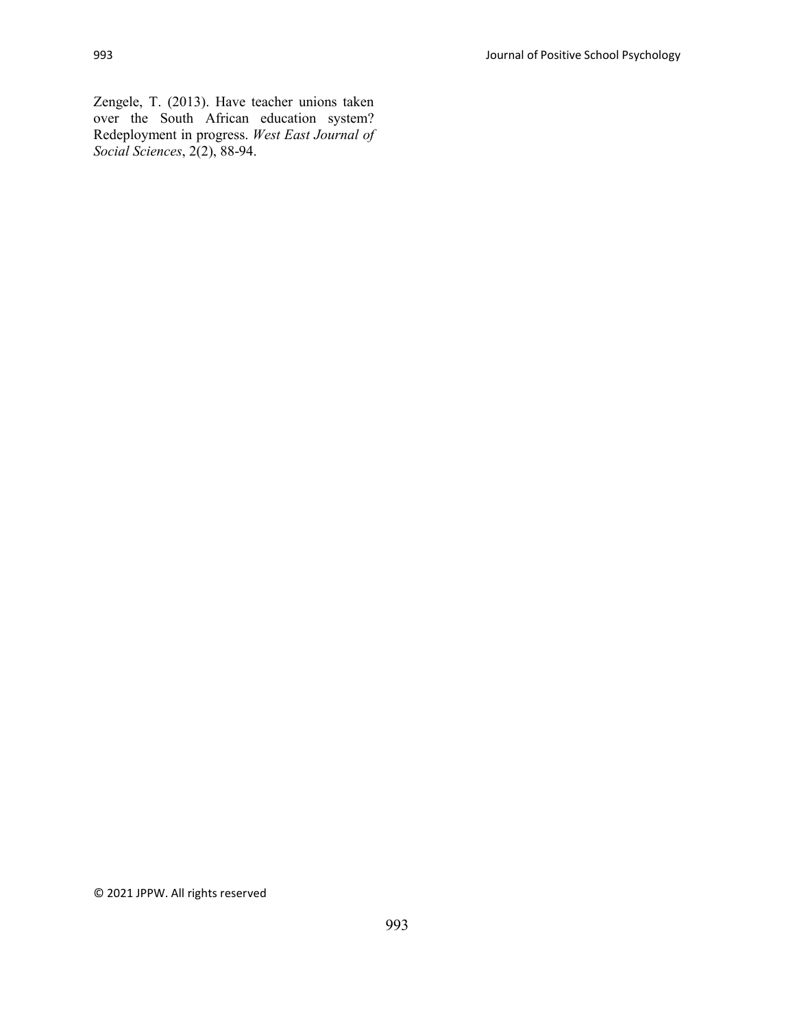Zengele, T. (2013). Have teacher unions taken over the South African education system? Redeployment in progress. *West East Journal of Social Sciences*, 2(2), 88-94.